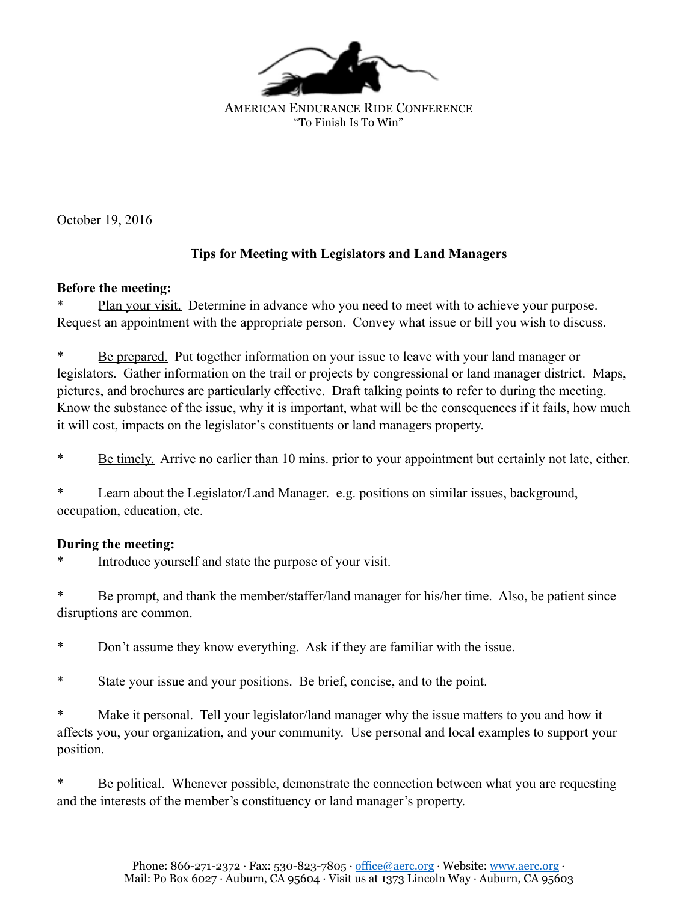AMERICAN ENDURANCE RIDE CONFERENCE
"To Finish Is To Win"

October 19, 2016

## Tips for Meeting with Legislators and Land Managers

**Before the meeting:**

* Plan your visit. Determine in advance who you need to meet with to achieve your purpose. Request an appointment with the appropriate person. Convey what issue or bill you wish to discuss.

* Be prepared. Put together information on your issue to leave with your land manager or legislators. Gather information on the trail or projects by congressional or land manager district. Maps, pictures, and brochures are particularly effective. Draft talking points to refer to during the meeting. Know the substance of the issue, why it is important, what will be the consequences if it fails, how much it will cost, impacts on the legislator's constituents or land managers property.

* Be timely. Arrive no earlier than 10 mins. prior to your appointment but certainly not late, either.

* Learn about the Legislator/Land Manager. e.g. positions on similar issues, background, occupation, education, etc.

**During the meeting:**

* Introduce yourself and state the purpose of your visit.

* Be prompt, and thank the member/staffer/land manager for his/her time. Also, be patient since disruptions are common.

* Don't assume they know everything. Ask if they are familiar with the issue.

* State your issue and your positions. Be brief, concise, and to the point.

* Make it personal. Tell your legislator/land manager why the issue matters to you and how it affects you, your organization, and your community. Use personal and local examples to support your position.

* Be political. Whenever possible, demonstrate the connection between what you are requesting and the interests of the member's constituency or land manager's property.

Phone: 866-271-2372 · Fax: 530-823-7805 · office@aerc.org · Website: www.aerc.org ·
Mail: Po Box 6027 · Auburn, CA 95604 · Visit us at 1373 Lincoln Way · Auburn, CA 95603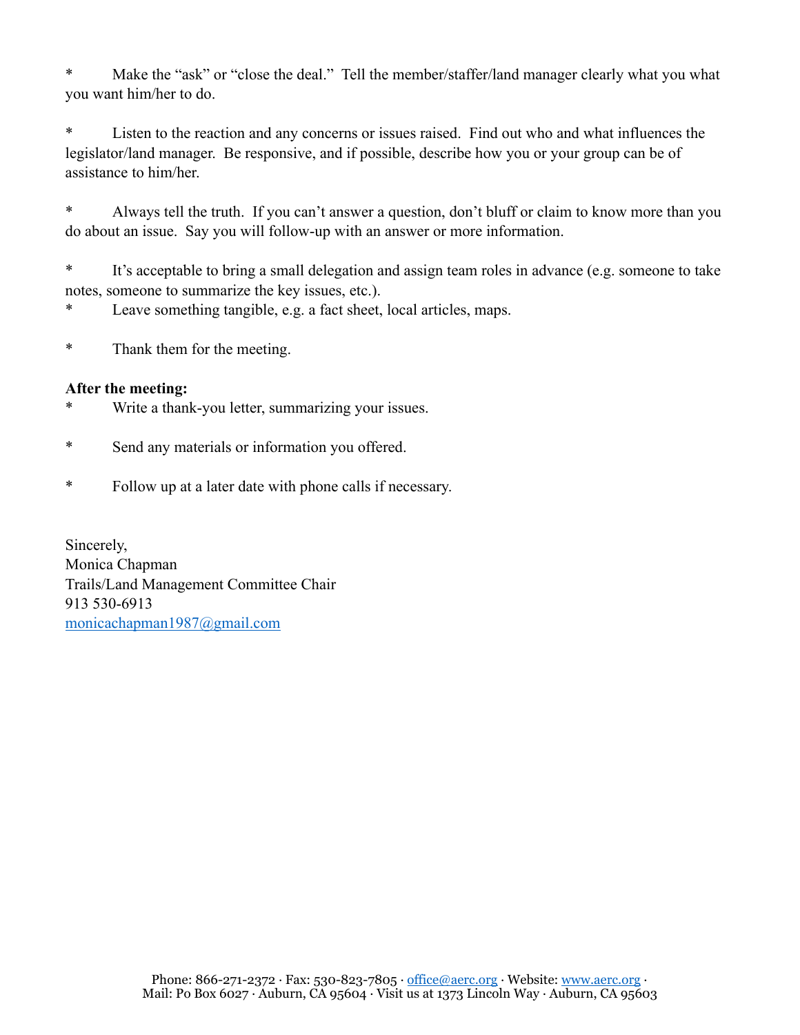*	Make the "ask" or "close the deal." Tell the member/staffer/land manager clearly what you what you want him/her to do.

*	Listen to the reaction and any concerns or issues raised. Find out who and what influences the legislator/land manager. Be responsive, and if possible, describe how you or your group can be of assistance to him/her.

*	Always tell the truth. If you can't answer a question, don't bluff or claim to know more than you do about an issue. Say you will follow-up with an answer or more information.

*	It's acceptable to bring a small delegation and assign team roles in advance (e.g. someone to take notes, someone to summarize the key issues, etc.).

*	Leave something tangible, e.g. a fact sheet, local articles, maps.

*	Thank them for the meeting.

**After the meeting:**

*	Write a thank-you letter, summarizing your issues.

*	Send any materials or information you offered.

*	Follow up at a later date with phone calls if necessary.

Sincerely,
Monica Chapman
Trails/Land Management Committee Chair
913 530-6913
monicachapman1987@gmail.com

Phone: 866-271-2372 · Fax: 530-823-7805 · office@aerc.org · Website: www.aerc.org ·
Mail: Po Box 6027 · Auburn, CA 95604 · Visit us at 1373 Lincoln Way · Auburn, CA 95603